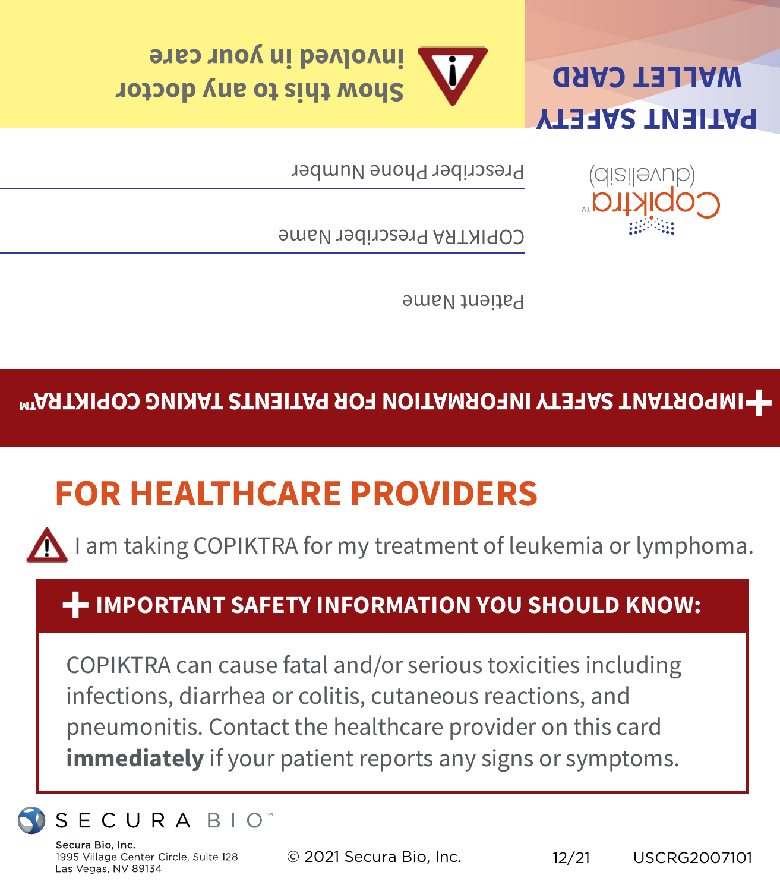# PATIENT SAFETY WALLET CARD

Copiktra™ (duvelisib)

Show this to any doctor involved in your care

Patient Name

COPIKTRA Prescriber Name

Prescriber Phone Number

**IMPORTANT SAFETY INFORMATION FOR PATIENTS TAKING COPIKTRA™**

## FOR HEALTHCARE PROVIDERS

I am taking COPIKTRA for my treatment of leukemia or lymphoma.

**IMPORTANT SAFETY INFORMATION YOU SHOULD KNOW:**

COPIKTRA can cause fatal and/or serious toxicities including infections, diarrhea or colitis, cutaneous reactions, and pneumonitis. Contact the healthcare provider on this card **immediately** if your patient reports any signs or symptoms.

SECURA BIO™

Secura Bio, Inc.
1995 Village Center Circle, Suite 128
Las Vegas, NV 89134

© 2021 Secura Bio, Inc. 12/21 USCRG2007101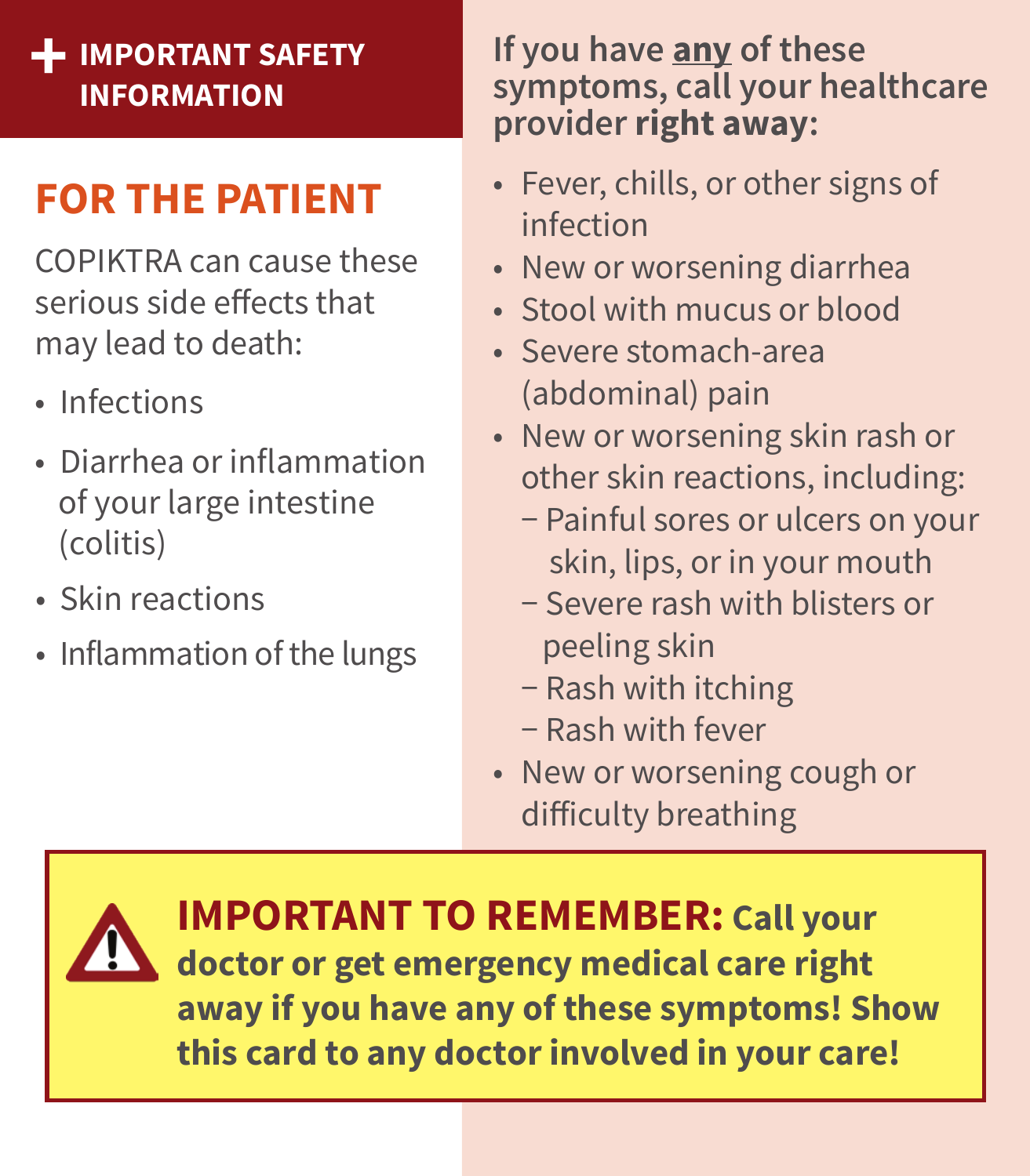**IMPORTANT SAFETY INFORMATION**

## FOR THE PATIENT

COPIKTRA can cause these serious side effects that may lead to death:

- Infections
- Diarrhea or inflammation of your large intestine (colitis)
- Skin reactions
- Inflammation of the lungs

**If you have any of these symptoms, call your healthcare provider right away:**

- Fever, chills, or other signs of infection
- New or worsening diarrhea
- Stool with mucus or blood
- Severe stomach-area (abdominal) pain
- New or worsening skin rash or other skin reactions, including:
  - Painful sores or ulcers on your skin, lips, or in your mouth
  - Severe rash with blisters or peeling skin
  - Rash with itching
  - Rash with fever
- New or worsening cough or difficulty breathing

**IMPORTANT TO REMEMBER: Call your doctor or get emergency medical care right away if you have any of these symptoms! Show this card to any doctor involved in your care!**